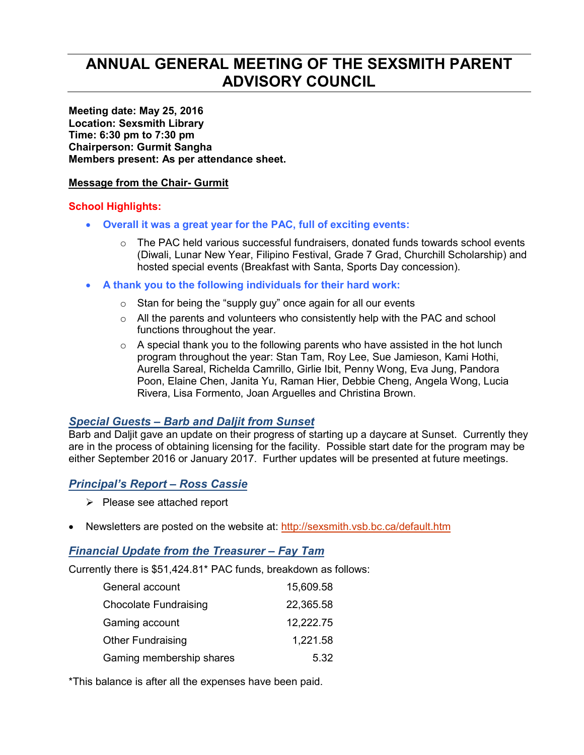# ANNUAL GENERAL MEETING OF THE SEXSMITH PARENT ADVISORY COUNCIL

**Meeting date: May 25, 2016**
**Location: Sexsmith Library**
**Time: 6:30 pm to 7:30 pm**
**Chairperson: Gurmit Sangha**
**Members present: As per attendance sheet.**

**Message from the Chair- Gurmit**

**School Highlights:**

- **Overall it was a great year for the PAC, full of exciting events:**
  - The PAC held various successful fundraisers, donated funds towards school events (Diwali, Lunar New Year, Filipino Festival, Grade 7 Grad, Churchill Scholarship) and hosted special events (Breakfast with Santa, Sports Day concession).
- **A thank you to the following individuals for their hard work:**
  - Stan for being the "supply guy" once again for all our events
  - All the parents and volunteers who consistently help with the PAC and school functions throughout the year.
  - A special thank you to the following parents who have assisted in the hot lunch program throughout the year: Stan Tam, Roy Lee, Sue Jamieson, Kami Hothi, Aurella Sareal, Richelda Camrillo, Girlie Ibit, Penny Wong, Eva Jung, Pandora Poon, Elaine Chen, Janita Yu, Raman Hier, Debbie Cheng, Angela Wong, Lucia Rivera, Lisa Formento, Joan Arguelles and Christina Brown.

## *Special Guests – Barb and Daljit from Sunset*

Barb and Daljit gave an update on their progress of starting up a daycare at Sunset. Currently they are in the process of obtaining licensing for the facility. Possible start date for the program may be either September 2016 or January 2017. Further updates will be presented at future meetings.

## *Principal's Report – Ross Cassie*

- Please see attached report

- Newsletters are posted on the website at: http://sexsmith.vsb.bc.ca/default.htm

## *Financial Update from the Treasurer – Fay Tam*

Currently there is $51,424.81* PAC funds, breakdown as follows:

| | |
|---|---|
| General account | 15,609.58 |
| Chocolate Fundraising | 22,365.58 |
| Gaming account | 12,222.75 |
| Other Fundraising | 1,221.58 |
| Gaming membership shares | 5.32 |

*This balance is after all the expenses have been paid.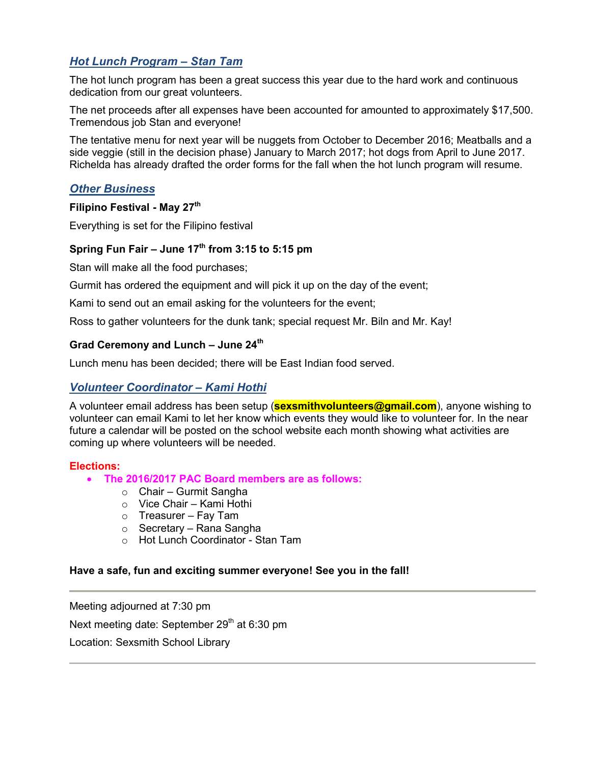## *Hot Lunch Program – Stan Tam*

The hot lunch program has been a great success this year due to the hard work and continuous dedication from our great volunteers.

The net proceeds after all expenses have been accounted for amounted to approximately $17,500. Tremendous job Stan and everyone!

The tentative menu for next year will be nuggets from October to December 2016; Meatballs and a side veggie (still in the decision phase) January to March 2017; hot dogs from April to June 2017. Richelda has already drafted the order forms for the fall when the hot lunch program will resume.

## *Other Business*

**Filipino Festival - May 27th**

Everything is set for the Filipino festival

**Spring Fun Fair – June 17th from 3:15 to 5:15 pm**

Stan will make all the food purchases;

Gurmit has ordered the equipment and will pick it up on the day of the event;

Kami to send out an email asking for the volunteers for the event;

Ross to gather volunteers for the dunk tank; special request Mr. Biln and Mr. Kay!

**Grad Ceremony and Lunch – June 24th**

Lunch menu has been decided; there will be East Indian food served.

## *Volunteer Coordinator – Kami Hothi*

A volunteer email address has been setup (**sexsmithvolunteers@gmail.com**), anyone wishing to volunteer can email Kami to let her know which events they would like to volunteer for. In the near future a calendar will be posted on the school website each month showing what activities are coming up where volunteers will be needed.

**Elections:**

- **The 2016/2017 PAC Board members are as follows:**
  - Chair – Gurmit Sangha
  - Vice Chair – Kami Hothi
  - Treasurer – Fay Tam
  - Secretary – Rana Sangha
  - Hot Lunch Coordinator - Stan Tam

**Have a safe, fun and exciting summer everyone! See you in the fall!**

---

Meeting adjourned at 7:30 pm

Next meeting date: September 29th at 6:30 pm

Location: Sexsmith School Library

---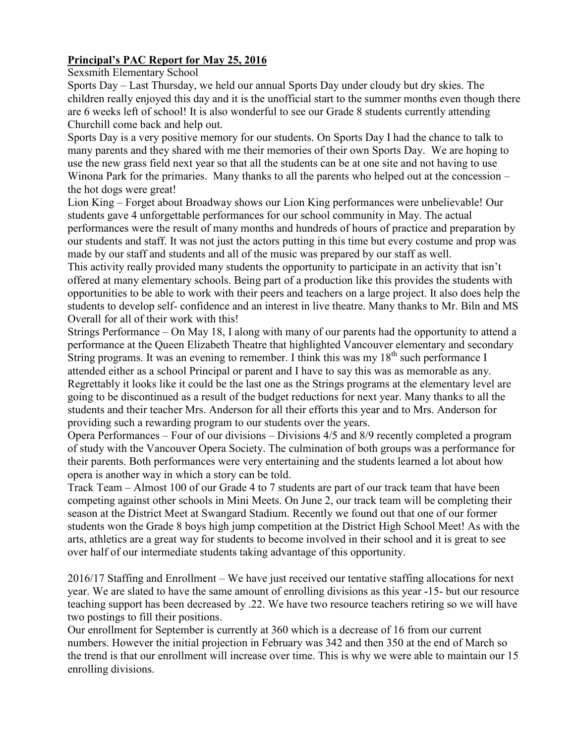**Principal's PAC Report for May 25, 2016**

Sexsmith Elementary School

Sports Day – Last Thursday, we held our annual Sports Day under cloudy but dry skies. The children really enjoyed this day and it is the unofficial start to the summer months even though there are 6 weeks left of school! It is also wonderful to see our Grade 8 students currently attending Churchill come back and help out.

Sports Day is a very positive memory for our students. On Sports Day I had the chance to talk to many parents and they shared with me their memories of their own Sports Day. We are hoping to use the new grass field next year so that all the students can be at one site and not having to use Winona Park for the primaries. Many thanks to all the parents who helped out at the concession – the hot dogs were great!

Lion King – Forget about Broadway shows our Lion King performances were unbelievable! Our students gave 4 unforgettable performances for our school community in May. The actual performances were the result of many months and hundreds of hours of practice and preparation by our students and staff. It was not just the actors putting in this time but every costume and prop was made by our staff and students and all of the music was prepared by our staff as well.

This activity really provided many students the opportunity to participate in an activity that isn't offered at many elementary schools. Being part of a production like this provides the students with opportunities to be able to work with their peers and teachers on a large project. It also does help the students to develop self- confidence and an interest in live theatre. Many thanks to Mr. Biln and MS Overall for all of their work with this!

Strings Performance – On May 18, I along with many of our parents had the opportunity to attend a performance at the Queen Elizabeth Theatre that highlighted Vancouver elementary and secondary String programs. It was an evening to remember. I think this was my 18th such performance I attended either as a school Principal or parent and I have to say this was as memorable as any. Regrettably it looks like it could be the last one as the Strings programs at the elementary level are going to be discontinued as a result of the budget reductions for next year. Many thanks to all the students and their teacher Mrs. Anderson for all their efforts this year and to Mrs. Anderson for providing such a rewarding program to our students over the years.

Opera Performances – Four of our divisions – Divisions 4/5 and 8/9 recently completed a program of study with the Vancouver Opera Society. The culmination of both groups was a performance for their parents. Both performances were very entertaining and the students learned a lot about how opera is another way in which a story can be told.

Track Team – Almost 100 of our Grade 4 to 7 students are part of our track team that have been competing against other schools in Mini Meets. On June 2, our track team will be completing their season at the District Meet at Swangard Stadium. Recently we found out that one of our former students won the Grade 8 boys high jump competition at the District High School Meet! As with the arts, athletics are a great way for students to become involved in their school and it is great to see over half of our intermediate students taking advantage of this opportunity.

2016/17 Staffing and Enrollment – We have just received our tentative staffing allocations for next year. We are slated to have the same amount of enrolling divisions as this year -15- but our resource teaching support has been decreased by .22. We have two resource teachers retiring so we will have two postings to fill their positions.

Our enrollment for September is currently at 360 which is a decrease of 16 from our current numbers. However the initial projection in February was 342 and then 350 at the end of March so the trend is that our enrollment will increase over time. This is why we were able to maintain our 15 enrolling divisions.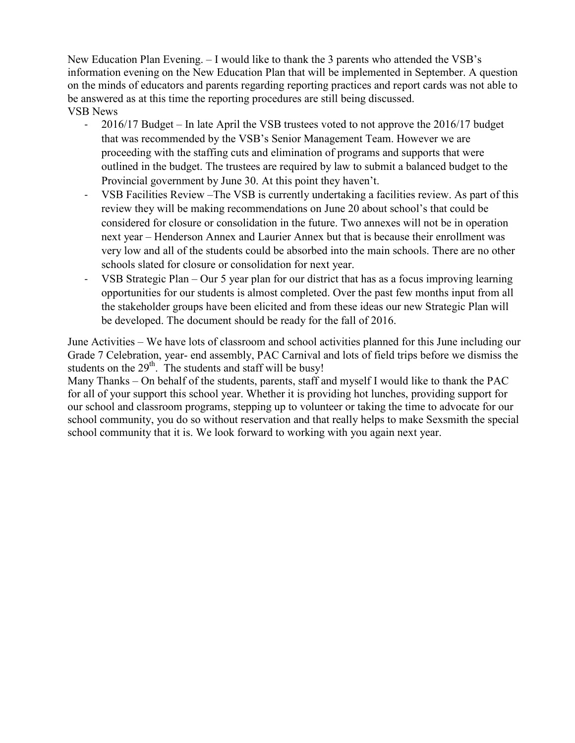New Education Plan Evening. – I would like to thank the 3 parents who attended the VSB's information evening on the New Education Plan that will be implemented in September. A question on the minds of educators and parents regarding reporting practices and report cards was not able to be answered as at this time the reporting procedures are still being discussed.

VSB News

- 2016/17 Budget – In late April the VSB trustees voted to not approve the 2016/17 budget that was recommended by the VSB's Senior Management Team. However we are proceeding with the staffing cuts and elimination of programs and supports that were outlined in the budget. The trustees are required by law to submit a balanced budget to the Provincial government by June 30. At this point they haven't.
- VSB Facilities Review –The VSB is currently undertaking a facilities review. As part of this review they will be making recommendations on June 20 about school's that could be considered for closure or consolidation in the future. Two annexes will not be in operation next year – Henderson Annex and Laurier Annex but that is because their enrollment was very low and all of the students could be absorbed into the main schools. There are no other schools slated for closure or consolidation for next year.
- VSB Strategic Plan – Our 5 year plan for our district that has as a focus improving learning opportunities for our students is almost completed. Over the past few months input from all the stakeholder groups have been elicited and from these ideas our new Strategic Plan will be developed. The document should be ready for the fall of 2016.

June Activities – We have lots of classroom and school activities planned for this June including our Grade 7 Celebration, year- end assembly, PAC Carnival and lots of field trips before we dismiss the students on the 29th. The students and staff will be busy!

Many Thanks – On behalf of the students, parents, staff and myself I would like to thank the PAC for all of your support this school year. Whether it is providing hot lunches, providing support for our school and classroom programs, stepping up to volunteer or taking the time to advocate for our school community, you do so without reservation and that really helps to make Sexsmith the special school community that it is. We look forward to working with you again next year.